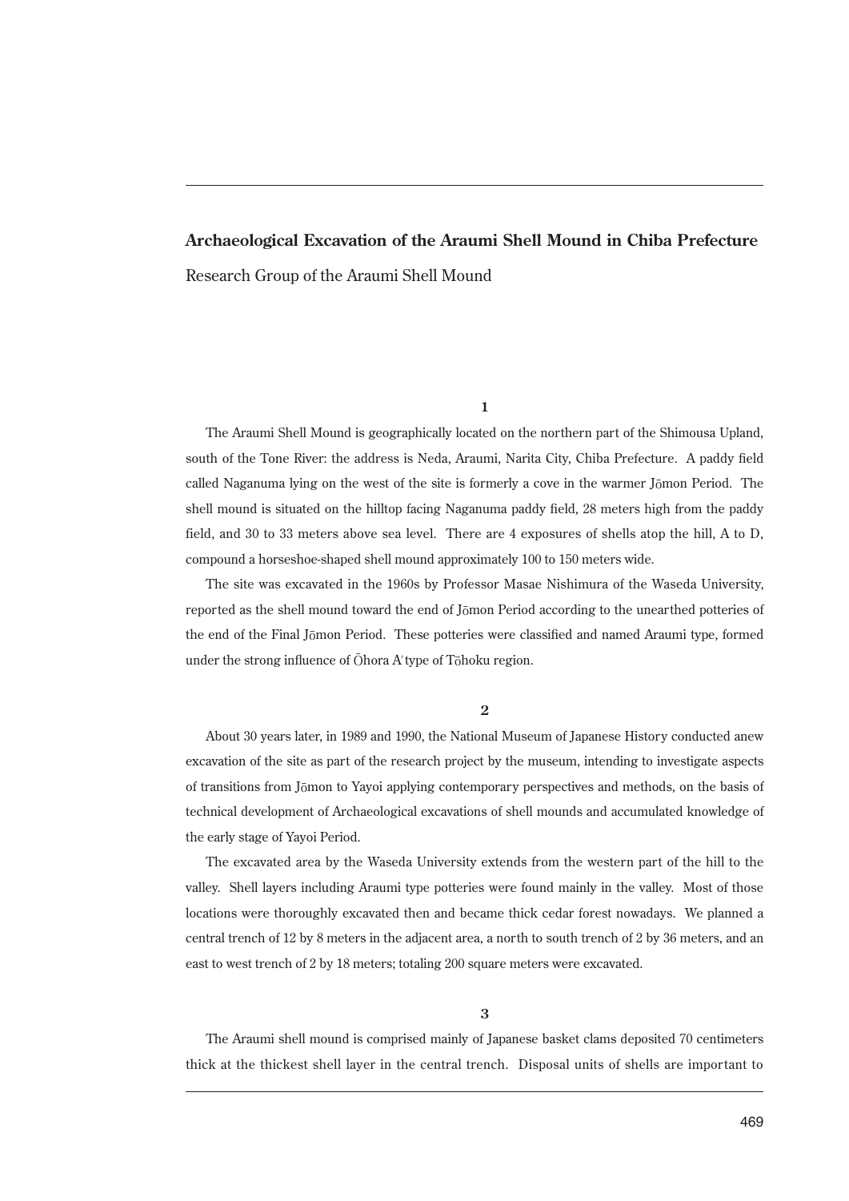# Archaeological Excavation of the Araumi Shell Mound in Chiba Prefecture

Research Group of the Araumi Shell Mound

## 1

The Araumi Shell Mound is geographically located on the northern part of the Shimousa Upland, south of the Tone River: the address is Neda, Araumi, Narita City, Chiba Prefecture. A paddy field called Naganuma lying on the west of the site is formerly a cove in the warmer Jōmon Period. The shell mound is situated on the hilltop facing Naganuma paddy field, 28 meters high from the paddy field, and 30 to 33 meters above sea level. There are 4 exposures of shells atop the hill, A to D, compound a horseshoe-shaped shell mound approximately 100 to 150 meters wide.

The site was excavated in the 1960s by Professor Masae Nishimura of the Waseda University, reported as the shell mound toward the end of Jōmon Period according to the unearthed potteries of the end of the Final Jōmon Period. These potteries were classified and named Araumi type, formed under the strong influence of Ōhora A′ type of Tōhoku region.

## 2

About 30 years later, in 1989 and 1990, the National Museum of Japanese History conducted anew excavation of the site as part of the research project by the museum, intending to investigate aspects of transitions from Jōmon to Yayoi applying contemporary perspectives and methods, on the basis of technical development of Archaeological excavations of shell mounds and accumulated knowledge of the early stage of Yayoi Period.

The excavated area by the Waseda University extends from the western part of the hill to the valley. Shell layers including Araumi type potteries were found mainly in the valley. Most of those locations were thoroughly excavated then and became thick cedar forest nowadays. We planned a central trench of 12 by 8 meters in the adjacent area, a north to south trench of 2 by 36 meters, and an east to west trench of 2 by 18 meters; totaling 200 square meters were excavated.

## 3

The Araumi shell mound is comprised mainly of Japanese basket clams deposited 70 centimeters thick at the thickest shell layer in the central trench. Disposal units of shells are important to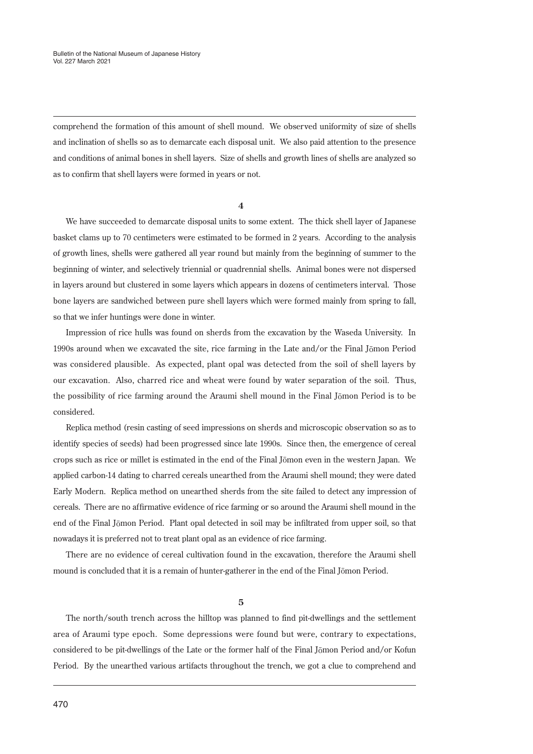comprehend the formation of this amount of shell mound. We observed uniformity of size of shells and inclination of shells so as to demarcate each disposal unit. We also paid attention to the presence and conditions of animal bones in shell layers. Size of shells and growth lines of shells are analyzed so as to confirm that shell layers were formed in years or not.

**4**

We have succeeded to demarcate disposal units to some extent. The thick shell layer of Japanese basket clams up to 70 centimeters were estimated to be formed in 2 years. According to the analysis of growth lines, shells were gathered all year round but mainly from the beginning of summer to the beginning of winter, and selectively triennial or quadrennial shells. Animal bones were not dispersed in layers around but clustered in some layers which appears in dozens of centimeters interval. Those bone layers are sandwiched between pure shell layers which were formed mainly from spring to fall, so that we infer huntings were done in winter.

Impression of rice hulls was found on sherds from the excavation by the Waseda University. In 1990s around when we excavated the site, rice farming in the Late and/or the Final Jōmon Period was considered plausible. As expected, plant opal was detected from the soil of shell layers by our excavation. Also, charred rice and wheat were found by water separation of the soil. Thus, the possibility of rice farming around the Araumi shell mound in the Final Jōmon Period is to be considered.

Replica method (resin casting of seed impressions on sherds and microscopic observation so as to identify species of seeds) had been progressed since late 1990s. Since then, the emergence of cereal crops such as rice or millet is estimated in the end of the Final Jōmon even in the western Japan. We applied carbon-14 dating to charred cereals unearthed from the Araumi shell mound; they were dated Early Modern. Replica method on unearthed sherds from the site failed to detect any impression of cereals. There are no affirmative evidence of rice farming or so around the Araumi shell mound in the end of the Final Jōmon Period. Plant opal detected in soil may be infiltrated from upper soil, so that nowadays it is preferred not to treat plant opal as an evidence of rice farming.

There are no evidence of cereal cultivation found in the excavation, therefore the Araumi shell mound is concluded that it is a remain of hunter-gatherer in the end of the Final Jōmon Period.

**5**

The north/south trench across the hilltop was planned to find pit-dwellings and the settlement area of Araumi type epoch. Some depressions were found but were, contrary to expectations, considered to be pit-dwellings of the Late or the former half of the Final Jōmon Period and/or Kofun Period. By the unearthed various artifacts throughout the trench, we got a clue to comprehend and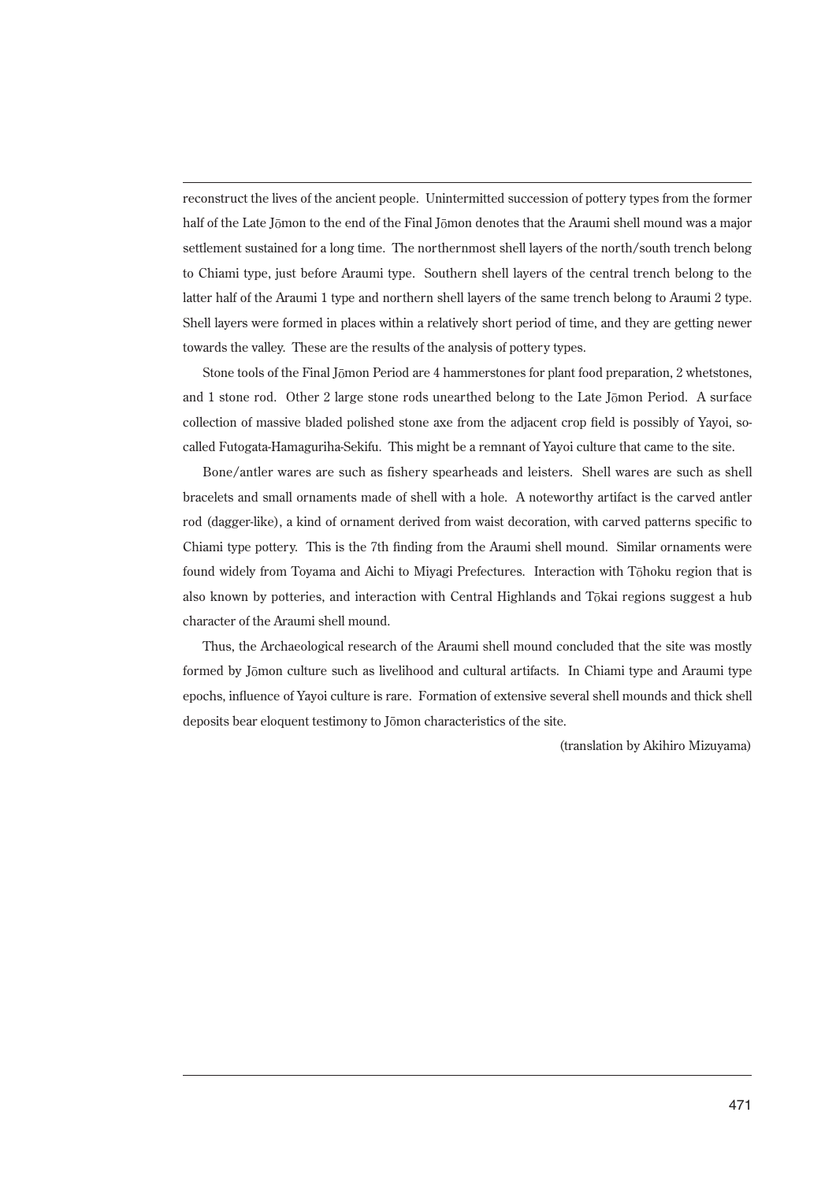reconstruct the lives of the ancient people. Unintermitted succession of pottery types from the former half of the Late Jōmon to the end of the Final Jōmon denotes that the Araumi shell mound was a major settlement sustained for a long time. The northernmost shell layers of the north/south trench belong to Chiami type, just before Araumi type. Southern shell layers of the central trench belong to the latter half of the Araumi 1 type and northern shell layers of the same trench belong to Araumi 2 type. Shell layers were formed in places within a relatively short period of time, and they are getting newer towards the valley. These are the results of the analysis of pottery types.

Stone tools of the Final Jōmon Period are 4 hammerstones for plant food preparation, 2 whetstones, and 1 stone rod. Other 2 large stone rods unearthed belong to the Late Jōmon Period. A surface collection of massive bladed polished stone axe from the adjacent crop field is possibly of Yayoi, so-called Futogata-Hamaguriha-Sekifu. This might be a remnant of Yayoi culture that came to the site.

Bone/antler wares are such as fishery spearheads and leisters. Shell wares are such as shell bracelets and small ornaments made of shell with a hole. A noteworthy artifact is the carved antler rod (dagger-like), a kind of ornament derived from waist decoration, with carved patterns specific to Chiami type pottery. This is the 7th finding from the Araumi shell mound. Similar ornaments were found widely from Toyama and Aichi to Miyagi Prefectures. Interaction with Tōhoku region that is also known by potteries, and interaction with Central Highlands and Tōkai regions suggest a hub character of the Araumi shell mound.

Thus, the Archaeological research of the Araumi shell mound concluded that the site was mostly formed by Jōmon culture such as livelihood and cultural artifacts. In Chiami type and Araumi type epochs, influence of Yayoi culture is rare. Formation of extensive several shell mounds and thick shell deposits bear eloquent testimony to Jōmon characteristics of the site.

(translation by Akihiro Mizuyama)